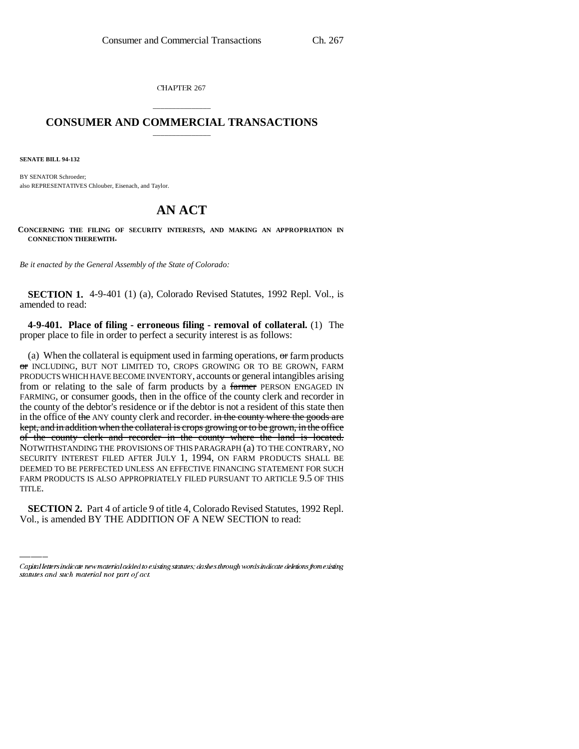CHAPTER 267

# CONSUMER AND COMMERCIAL TRANSACTIONS

**SENATE BILL 94-132**

BY SENATOR Schroeder;
also REPRESENTATIVES Chlouber, Eisenach, and Taylor.

# AN ACT

**CONCERNING THE FILING OF SECURITY INTERESTS, AND MAKING AN APPROPRIATION IN CONNECTION THEREWITH.**

*Be it enacted by the General Assembly of the State of Colorado:*

**SECTION 1.** 4-9-401 (1) (a), Colorado Revised Statutes, 1992 Repl. Vol., is amended to read:

**4-9-401. Place of filing - erroneous filing - removal of collateral.** (1) The proper place to file in order to perfect a security interest is as follows:

(a) When the collateral is equipment used in farming operations, ~~or~~ farm products ~~or~~ INCLUDING, BUT NOT LIMITED TO, CROPS GROWING OR TO BE GROWN, FARM PRODUCTS WHICH HAVE BECOME INVENTORY, accounts or general intangibles arising from or relating to the sale of farm products by a ~~farmer~~ PERSON ENGAGED IN FARMING, or consumer goods, then in the office of the county clerk and recorder in the county of the debtor's residence or if the debtor is not a resident of this state then in the office of ~~the~~ ANY county clerk and recorder. ~~in the county where the goods are kept, and in addition when the collateral is crops growing or to be grown, in the office of the county clerk and recorder in the county where the land is located.~~ NOTWITHSTANDING THE PROVISIONS OF THIS PARAGRAPH (a) TO THE CONTRARY, NO SECURITY INTEREST FILED AFTER JULY 1, 1994, ON FARM PRODUCTS SHALL BE DEEMED TO BE PERFECTED UNLESS AN EFFECTIVE FINANCING STATEMENT FOR SUCH FARM PRODUCTS IS ALSO APPROPRIATELY FILED PURSUANT TO ARTICLE 9.5 OF THIS TITLE.

**SECTION 2.** Part 4 of article 9 of title 4, Colorado Revised Statutes, 1992 Repl. Vol., is amended BY THE ADDITION OF A NEW SECTION to read:

*Capital letters indicate new material added to existing statutes; dashes through words indicate deletions from existing statutes and such material not part of act.*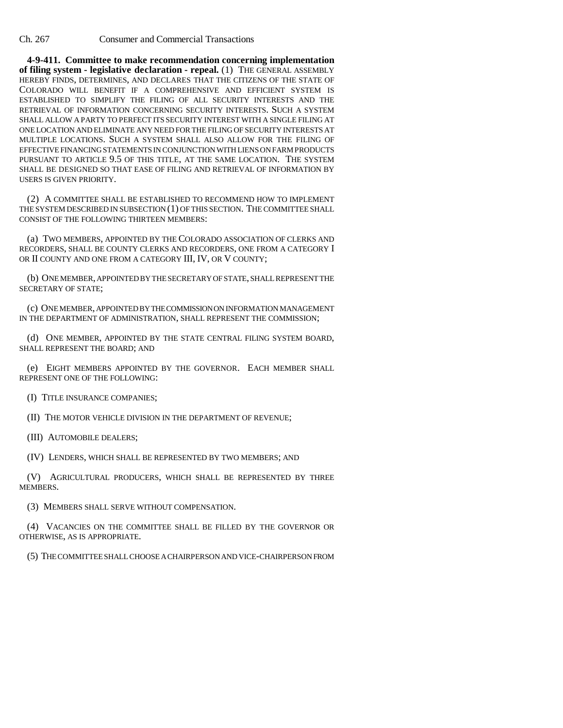**4-9-411. Committee to make recommendation concerning implementation of filing system - legislative declaration - repeal.** (1) THE GENERAL ASSEMBLY HEREBY FINDS, DETERMINES, AND DECLARES THAT THE CITIZENS OF THE STATE OF COLORADO WILL BENEFIT IF A COMPREHENSIVE AND EFFICIENT SYSTEM IS ESTABLISHED TO SIMPLIFY THE FILING OF ALL SECURITY INTERESTS AND THE RETRIEVAL OF INFORMATION CONCERNING SECURITY INTERESTS. SUCH A SYSTEM SHALL ALLOW A PARTY TO PERFECT ITS SECURITY INTEREST WITH A SINGLE FILING AT ONE LOCATION AND ELIMINATE ANY NEED FOR THE FILING OF SECURITY INTERESTS AT MULTIPLE LOCATIONS. SUCH A SYSTEM SHALL ALSO ALLOW FOR THE FILING OF EFFECTIVE FINANCING STATEMENTS IN CONJUNCTION WITH LIENS ON FARM PRODUCTS PURSUANT TO ARTICLE 9.5 OF THIS TITLE, AT THE SAME LOCATION. THE SYSTEM SHALL BE DESIGNED SO THAT EASE OF FILING AND RETRIEVAL OF INFORMATION BY USERS IS GIVEN PRIORITY.

(2) A COMMITTEE SHALL BE ESTABLISHED TO RECOMMEND HOW TO IMPLEMENT THE SYSTEM DESCRIBED IN SUBSECTION (1) OF THIS SECTION. THE COMMITTEE SHALL CONSIST OF THE FOLLOWING THIRTEEN MEMBERS:

(a) TWO MEMBERS, APPOINTED BY THE COLORADO ASSOCIATION OF CLERKS AND RECORDERS, SHALL BE COUNTY CLERKS AND RECORDERS, ONE FROM A CATEGORY I OR II COUNTY AND ONE FROM A CATEGORY III, IV, OR V COUNTY;

(b) ONE MEMBER, APPOINTED BY THE SECRETARY OF STATE, SHALL REPRESENT THE SECRETARY OF STATE;

(c) ONE MEMBER, APPOINTED BY THE COMMISSION ON INFORMATION MANAGEMENT IN THE DEPARTMENT OF ADMINISTRATION, SHALL REPRESENT THE COMMISSION;

(d) ONE MEMBER, APPOINTED BY THE STATE CENTRAL FILING SYSTEM BOARD, SHALL REPRESENT THE BOARD; AND

(e) EIGHT MEMBERS APPOINTED BY THE GOVERNOR. EACH MEMBER SHALL REPRESENT ONE OF THE FOLLOWING:

(I) TITLE INSURANCE COMPANIES;

(II) THE MOTOR VEHICLE DIVISION IN THE DEPARTMENT OF REVENUE;

(III) AUTOMOBILE DEALERS;

(IV) LENDERS, WHICH SHALL BE REPRESENTED BY TWO MEMBERS; AND

(V) AGRICULTURAL PRODUCERS, WHICH SHALL BE REPRESENTED BY THREE MEMBERS.

(3) MEMBERS SHALL SERVE WITHOUT COMPENSATION.

(4) VACANCIES ON THE COMMITTEE SHALL BE FILLED BY THE GOVERNOR OR OTHERWISE, AS IS APPROPRIATE.

(5) THE COMMITTEE SHALL CHOOSE A CHAIRPERSON AND VICE-CHAIRPERSON FROM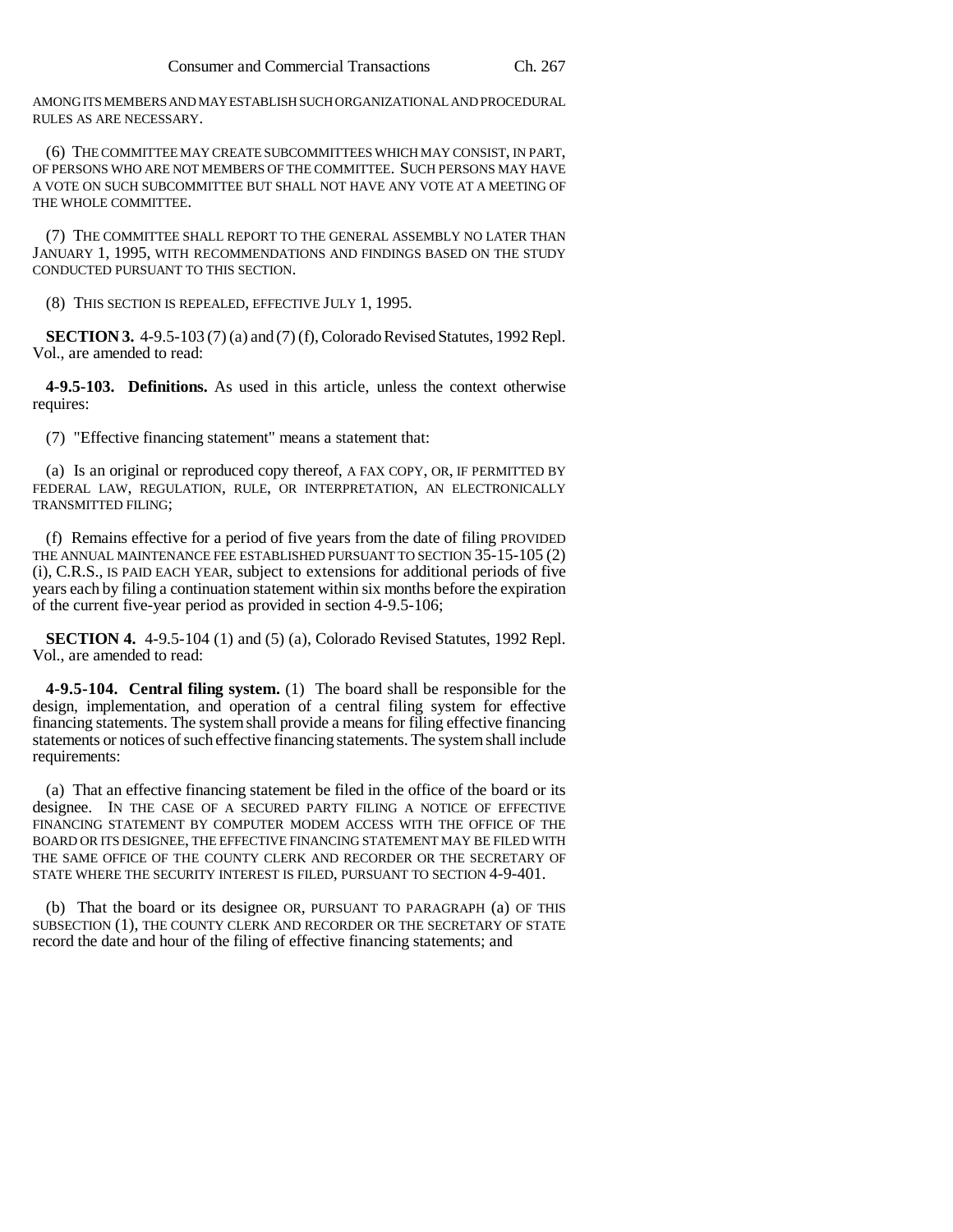AMONG ITS MEMBERS AND MAY ESTABLISH SUCH ORGANIZATIONAL AND PROCEDURAL RULES AS ARE NECESSARY.

(6) THE COMMITTEE MAY CREATE SUBCOMMITTEES WHICH MAY CONSIST, IN PART, OF PERSONS WHO ARE NOT MEMBERS OF THE COMMITTEE. SUCH PERSONS MAY HAVE A VOTE ON SUCH SUBCOMMITTEE BUT SHALL NOT HAVE ANY VOTE AT A MEETING OF THE WHOLE COMMITTEE.

(7) THE COMMITTEE SHALL REPORT TO THE GENERAL ASSEMBLY NO LATER THAN JANUARY 1, 1995, WITH RECOMMENDATIONS AND FINDINGS BASED ON THE STUDY CONDUCTED PURSUANT TO THIS SECTION.

(8) THIS SECTION IS REPEALED, EFFECTIVE JULY 1, 1995.

**SECTION 3.** 4-9.5-103 (7) (a) and (7) (f), Colorado Revised Statutes, 1992 Repl. Vol., are amended to read:

**4-9.5-103. Definitions.** As used in this article, unless the context otherwise requires:

(7) "Effective financing statement" means a statement that:

(a) Is an original or reproduced copy thereof, A FAX COPY, OR, IF PERMITTED BY FEDERAL LAW, REGULATION, RULE, OR INTERPRETATION, AN ELECTRONICALLY TRANSMITTED FILING;

(f) Remains effective for a period of five years from the date of filing PROVIDED THE ANNUAL MAINTENANCE FEE ESTABLISHED PURSUANT TO SECTION 35-15-105 (2) (i), C.R.S., IS PAID EACH YEAR, subject to extensions for additional periods of five years each by filing a continuation statement within six months before the expiration of the current five-year period as provided in section 4-9.5-106;

**SECTION 4.** 4-9.5-104 (1) and (5) (a), Colorado Revised Statutes, 1992 Repl. Vol., are amended to read:

**4-9.5-104. Central filing system.** (1) The board shall be responsible for the design, implementation, and operation of a central filing system for effective financing statements. The system shall provide a means for filing effective financing statements or notices of such effective financing statements. The system shall include requirements:

(a) That an effective financing statement be filed in the office of the board or its designee. IN THE CASE OF A SECURED PARTY FILING A NOTICE OF EFFECTIVE FINANCING STATEMENT BY COMPUTER MODEM ACCESS WITH THE OFFICE OF THE BOARD OR ITS DESIGNEE, THE EFFECTIVE FINANCING STATEMENT MAY BE FILED WITH THE SAME OFFICE OF THE COUNTY CLERK AND RECORDER OR THE SECRETARY OF STATE WHERE THE SECURITY INTEREST IS FILED, PURSUANT TO SECTION 4-9-401.

(b) That the board or its designee OR, PURSUANT TO PARAGRAPH (a) OF THIS SUBSECTION (1), THE COUNTY CLERK AND RECORDER OR THE SECRETARY OF STATE record the date and hour of the filing of effective financing statements; and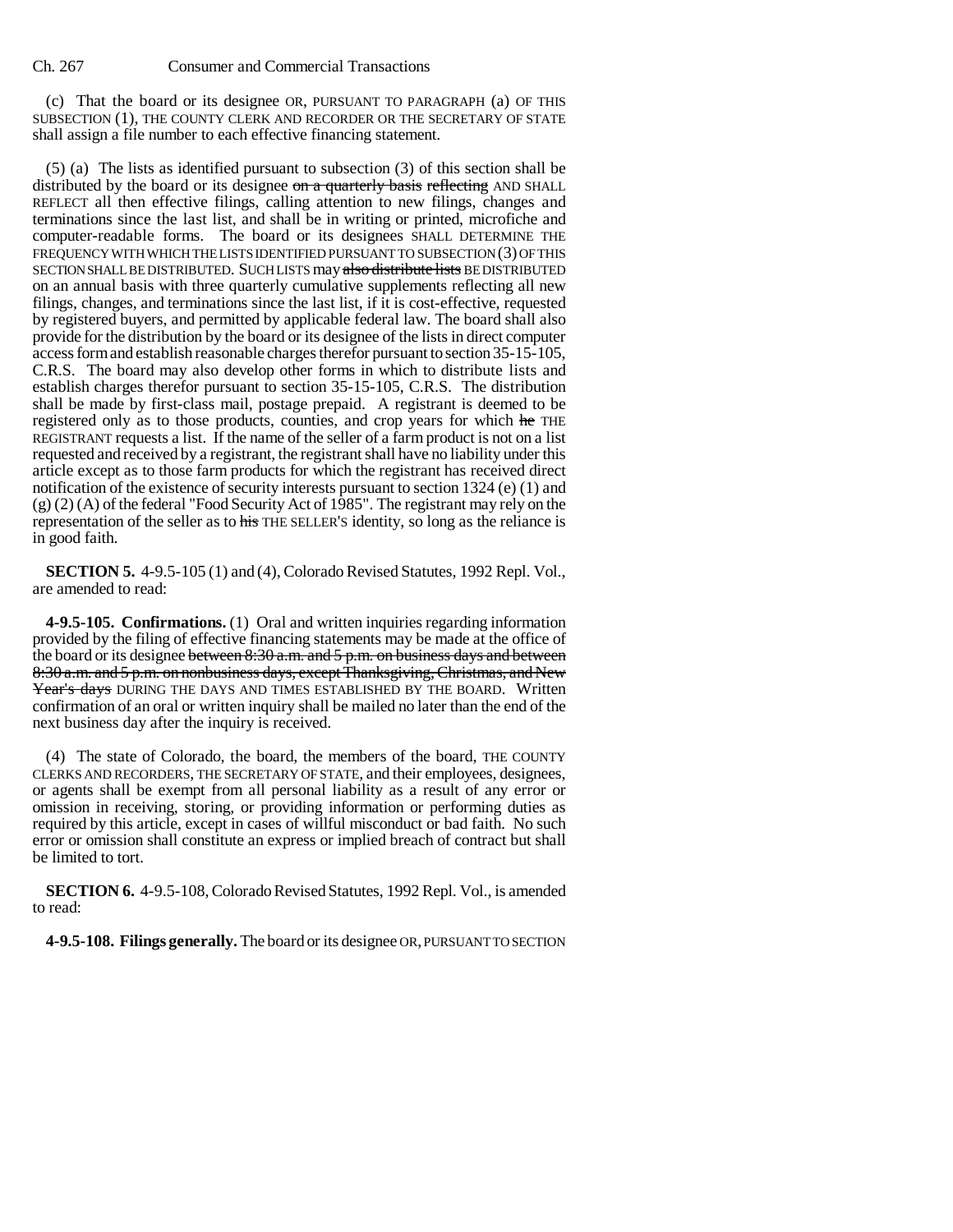(c) That the board or its designee OR, PURSUANT TO PARAGRAPH (a) OF THIS SUBSECTION (1), THE COUNTY CLERK AND RECORDER OR THE SECRETARY OF STATE shall assign a file number to each effective financing statement.

(5) (a) The lists as identified pursuant to subsection (3) of this section shall be distributed by the board or its designee ~~on a quarterly basis reflecting~~ AND SHALL REFLECT all then effective filings, calling attention to new filings, changes and terminations since the last list, and shall be in writing or printed, microfiche and computer-readable forms. The board or its designees SHALL DETERMINE THE FREQUENCY WITH WHICH THE LISTS IDENTIFIED PURSUANT TO SUBSECTION (3) OF THIS SECTION SHALL BE DISTRIBUTED. SUCH LISTS may ~~also distribute lists~~ BE DISTRIBUTED on an annual basis with three quarterly cumulative supplements reflecting all new filings, changes, and terminations since the last list, if it is cost-effective, requested by registered buyers, and permitted by applicable federal law. The board shall also provide for the distribution by the board or its designee of the lists in direct computer access form and establish reasonable charges therefor pursuant to section 35-15-105, C.R.S. The board may also develop other forms in which to distribute lists and establish charges therefor pursuant to section 35-15-105, C.R.S. The distribution shall be made by first-class mail, postage prepaid. A registrant is deemed to be registered only as to those products, counties, and crop years for which ~~he~~ THE REGISTRANT requests a list. If the name of the seller of a farm product is not on a list requested and received by a registrant, the registrant shall have no liability under this article except as to those farm products for which the registrant has received direct notification of the existence of security interests pursuant to section 1324 (e) (1) and (g) (2) (A) of the federal "Food Security Act of 1985". The registrant may rely on the representation of the seller as to ~~his~~ THE SELLER'S identity, so long as the reliance is in good faith.

**SECTION 5.** 4-9.5-105 (1) and (4), Colorado Revised Statutes, 1992 Repl. Vol., are amended to read:

**4-9.5-105. Confirmations.** (1) Oral and written inquiries regarding information provided by the filing of effective financing statements may be made at the office of the board or its designee ~~between 8:30 a.m. and 5 p.m. on business days and between 8:30 a.m. and 5 p.m. on nonbusiness days, except Thanksgiving, Christmas, and New Year's days~~ DURING THE DAYS AND TIMES ESTABLISHED BY THE BOARD. Written confirmation of an oral or written inquiry shall be mailed no later than the end of the next business day after the inquiry is received.

(4) The state of Colorado, the board, the members of the board, THE COUNTY CLERKS AND RECORDERS, THE SECRETARY OF STATE, and their employees, designees, or agents shall be exempt from all personal liability as a result of any error or omission in receiving, storing, or providing information or performing duties as required by this article, except in cases of willful misconduct or bad faith. No such error or omission shall constitute an express or implied breach of contract but shall be limited to tort.

**SECTION 6.** 4-9.5-108, Colorado Revised Statutes, 1992 Repl. Vol., is amended to read:

**4-9.5-108. Filings generally.** The board or its designee OR, PURSUANT TO SECTION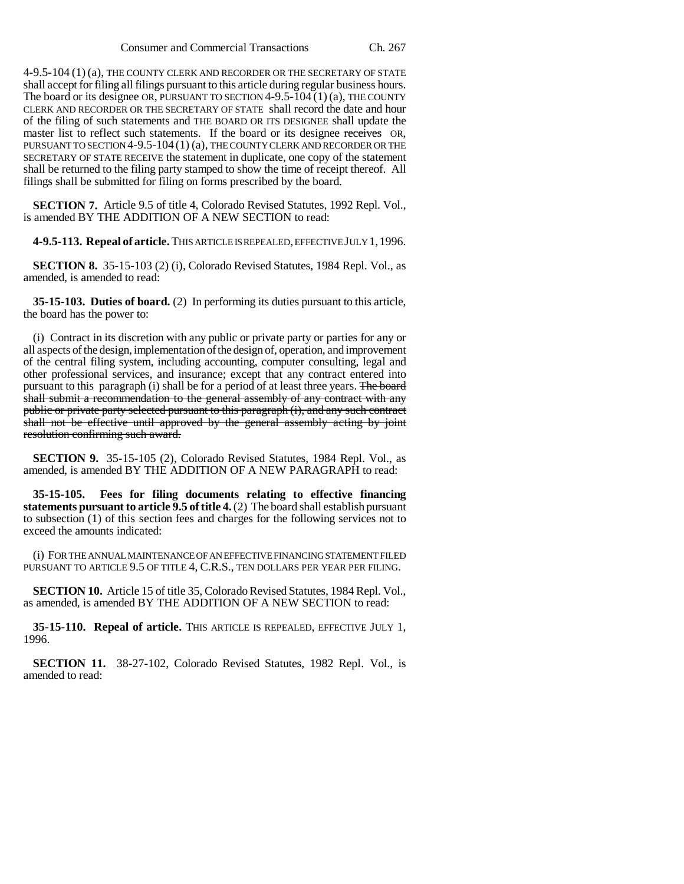4-9.5-104 (1) (a), THE COUNTY CLERK AND RECORDER OR THE SECRETARY OF STATE shall accept for filing all filings pursuant to this article during regular business hours. The board or its designee OR, PURSUANT TO SECTION 4-9.5-104 (1) (a), THE COUNTY CLERK AND RECORDER OR THE SECRETARY OF STATE shall record the date and hour of the filing of such statements and THE BOARD OR ITS DESIGNEE shall update the master list to reflect such statements. If the board or its designee ~~receives~~ OR, PURSUANT TO SECTION 4-9.5-104 (1) (a), THE COUNTY CLERK AND RECORDER OR THE SECRETARY OF STATE RECEIVE the statement in duplicate, one copy of the statement shall be returned to the filing party stamped to show the time of receipt thereof. All filings shall be submitted for filing on forms prescribed by the board.

**SECTION 7.** Article 9.5 of title 4, Colorado Revised Statutes, 1992 Repl. Vol., is amended BY THE ADDITION OF A NEW SECTION to read:

**4-9.5-113. Repeal of article.** THIS ARTICLE IS REPEALED, EFFECTIVE JULY 1, 1996.

**SECTION 8.** 35-15-103 (2) (i), Colorado Revised Statutes, 1984 Repl. Vol., as amended, is amended to read:

**35-15-103. Duties of board.** (2) In performing its duties pursuant to this article, the board has the power to:

(i) Contract in its discretion with any public or private party or parties for any or all aspects of the design, implementation of the design of, operation, and improvement of the central filing system, including accounting, computer consulting, legal and other professional services, and insurance; except that any contract entered into pursuant to this paragraph (i) shall be for a period of at least three years. ~~The board shall submit a recommendation to the general assembly of any contract with any public or private party selected pursuant to this paragraph (i), and any such contract shall not be effective until approved by the general assembly acting by joint resolution confirming such award.~~

**SECTION 9.** 35-15-105 (2), Colorado Revised Statutes, 1984 Repl. Vol., as amended, is amended BY THE ADDITION OF A NEW PARAGRAPH to read:

**35-15-105. Fees for filing documents relating to effective financing statements pursuant to article 9.5 of title 4.** (2) The board shall establish pursuant to subsection (1) of this section fees and charges for the following services not to exceed the amounts indicated:

(i) FOR THE ANNUAL MAINTENANCE OF AN EFFECTIVE FINANCING STATEMENT FILED PURSUANT TO ARTICLE 9.5 OF TITLE 4, C.R.S., TEN DOLLARS PER YEAR PER FILING.

**SECTION 10.** Article 15 of title 35, Colorado Revised Statutes, 1984 Repl. Vol., as amended, is amended BY THE ADDITION OF A NEW SECTION to read:

**35-15-110. Repeal of article.** THIS ARTICLE IS REPEALED, EFFECTIVE JULY 1, 1996.

**SECTION 11.** 38-27-102, Colorado Revised Statutes, 1982 Repl. Vol., is amended to read: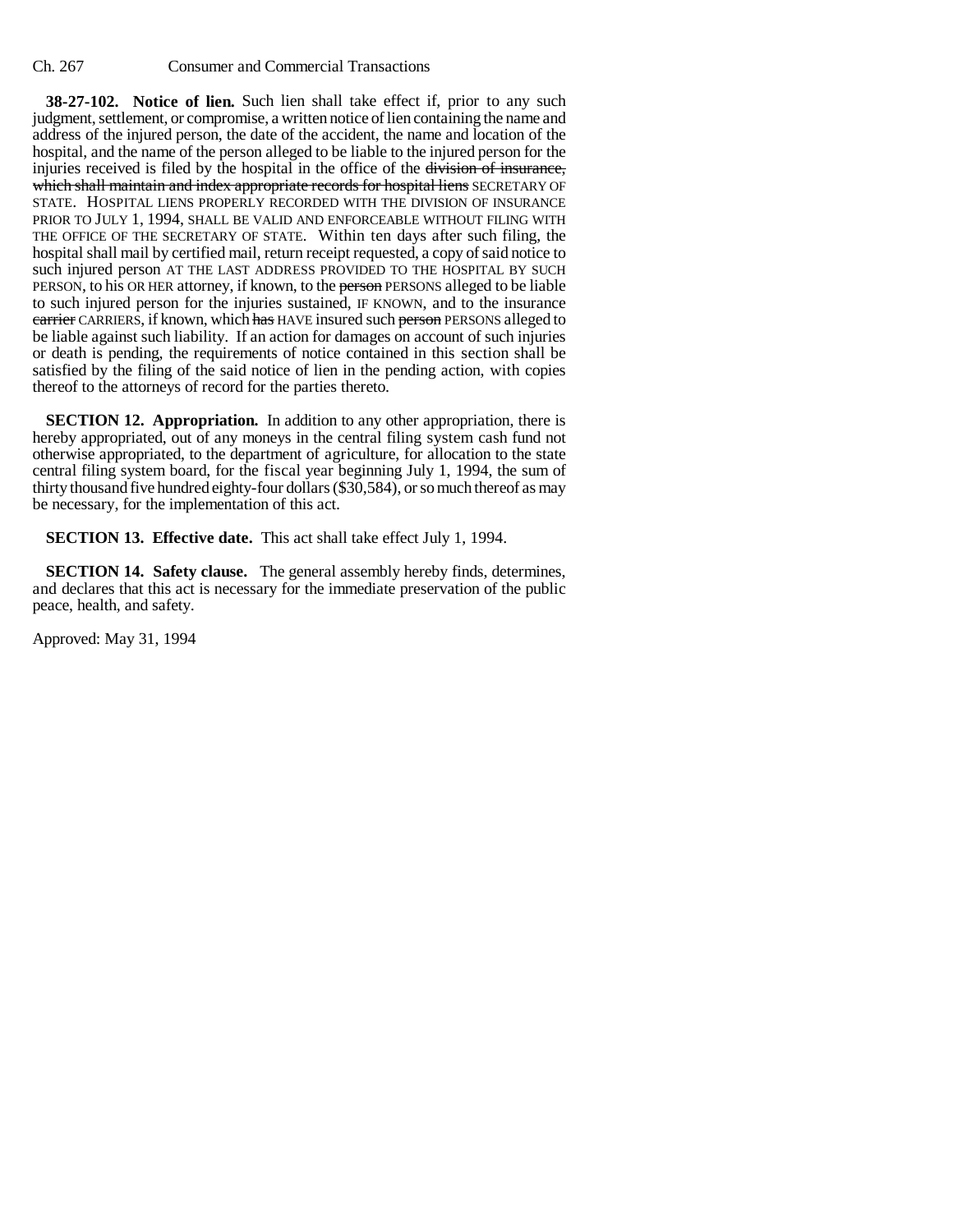**38-27-102. Notice of lien.** Such lien shall take effect if, prior to any such judgment, settlement, or compromise, a written notice of lien containing the name and address of the injured person, the date of the accident, the name and location of the hospital, and the name of the person alleged to be liable to the injured person for the injuries received is filed by the hospital in the office of the ~~division of insurance, which shall maintain and index appropriate records for hospital liens~~ SECRETARY OF STATE. HOSPITAL LIENS PROPERLY RECORDED WITH THE DIVISION OF INSURANCE PRIOR TO JULY 1, 1994, SHALL BE VALID AND ENFORCEABLE WITHOUT FILING WITH THE OFFICE OF THE SECRETARY OF STATE. Within ten days after such filing, the hospital shall mail by certified mail, return receipt requested, a copy of said notice to such injured person AT THE LAST ADDRESS PROVIDED TO THE HOSPITAL BY SUCH PERSON, to his OR HER attorney, if known, to the ~~person~~ PERSONS alleged to be liable to such injured person for the injuries sustained, IF KNOWN, and to the insurance ~~carrier~~ CARRIERS, if known, which ~~has~~ HAVE insured such ~~person~~ PERSONS alleged to be liable against such liability. If an action for damages on account of such injuries or death is pending, the requirements of notice contained in this section shall be satisfied by the filing of the said notice of lien in the pending action, with copies thereof to the attorneys of record for the parties thereto.

**SECTION 12. Appropriation.** In addition to any other appropriation, there is hereby appropriated, out of any moneys in the central filing system cash fund not otherwise appropriated, to the department of agriculture, for allocation to the state central filing system board, for the fiscal year beginning July 1, 1994, the sum of thirty thousand five hundred eighty-four dollars ($30,584), or so much thereof as may be necessary, for the implementation of this act.

**SECTION 13. Effective date.** This act shall take effect July 1, 1994.

**SECTION 14. Safety clause.** The general assembly hereby finds, determines, and declares that this act is necessary for the immediate preservation of the public peace, health, and safety.

Approved: May 31, 1994